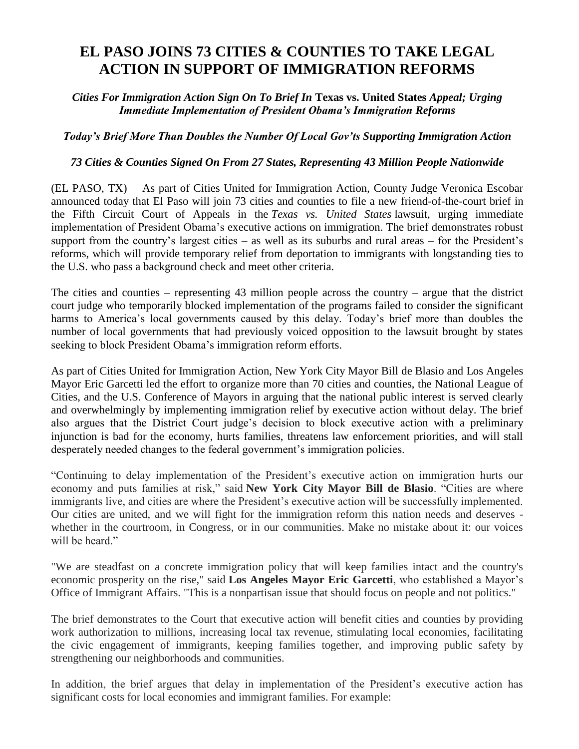# EL PASO JOINS 73 CITIES & COUNTIES TO TAKE LEGAL ACTION IN SUPPORT OF IMMIGRATION REFORMS

***Cities For Immigration Action Sign On To Brief In* Texas vs. United States *Appeal; Urging Immediate Implementation of President Obama's Immigration Reforms***

***Today's Brief More Than Doubles the Number Of Local Gov'ts Supporting Immigration Action***

***73 Cities & Counties Signed On From 27 States, Representing 43 Million People Nationwide***

(EL PASO, TX) —As part of Cities United for Immigration Action, County Judge Veronica Escobar announced today that El Paso will join 73 cities and counties to file a new friend-of-the-court brief in the Fifth Circuit Court of Appeals in the *Texas vs. United States* lawsuit, urging immediate implementation of President Obama's executive actions on immigration. The brief demonstrates robust support from the country's largest cities – as well as its suburbs and rural areas – for the President's reforms, which will provide temporary relief from deportation to immigrants with longstanding ties to the U.S. who pass a background check and meet other criteria.

The cities and counties – representing 43 million people across the country – argue that the district court judge who temporarily blocked implementation of the programs failed to consider the significant harms to America's local governments caused by this delay. Today's brief more than doubles the number of local governments that had previously voiced opposition to the lawsuit brought by states seeking to block President Obama's immigration reform efforts.

As part of Cities United for Immigration Action, New York City Mayor Bill de Blasio and Los Angeles Mayor Eric Garcetti led the effort to organize more than 70 cities and counties, the National League of Cities, and the U.S. Conference of Mayors in arguing that the national public interest is served clearly and overwhelmingly by implementing immigration relief by executive action without delay. The brief also argues that the District Court judge's decision to block executive action with a preliminary injunction is bad for the economy, hurts families, threatens law enforcement priorities, and will stall desperately needed changes to the federal government's immigration policies.

"Continuing to delay implementation of the President's executive action on immigration hurts our economy and puts families at risk," said **New York City Mayor Bill de Blasio**. "Cities are where immigrants live, and cities are where the President's executive action will be successfully implemented. Our cities are united, and we will fight for the immigration reform this nation needs and deserves - whether in the courtroom, in Congress, or in our communities. Make no mistake about it: our voices will be heard."

"We are steadfast on a concrete immigration policy that will keep families intact and the country's economic prosperity on the rise," said **Los Angeles Mayor Eric Garcetti**, who established a Mayor's Office of Immigrant Affairs. "This is a nonpartisan issue that should focus on people and not politics."

The brief demonstrates to the Court that executive action will benefit cities and counties by providing work authorization to millions, increasing local tax revenue, stimulating local economies, facilitating the civic engagement of immigrants, keeping families together, and improving public safety by strengthening our neighborhoods and communities.

In addition, the brief argues that delay in implementation of the President's executive action has significant costs for local economies and immigrant families. For example: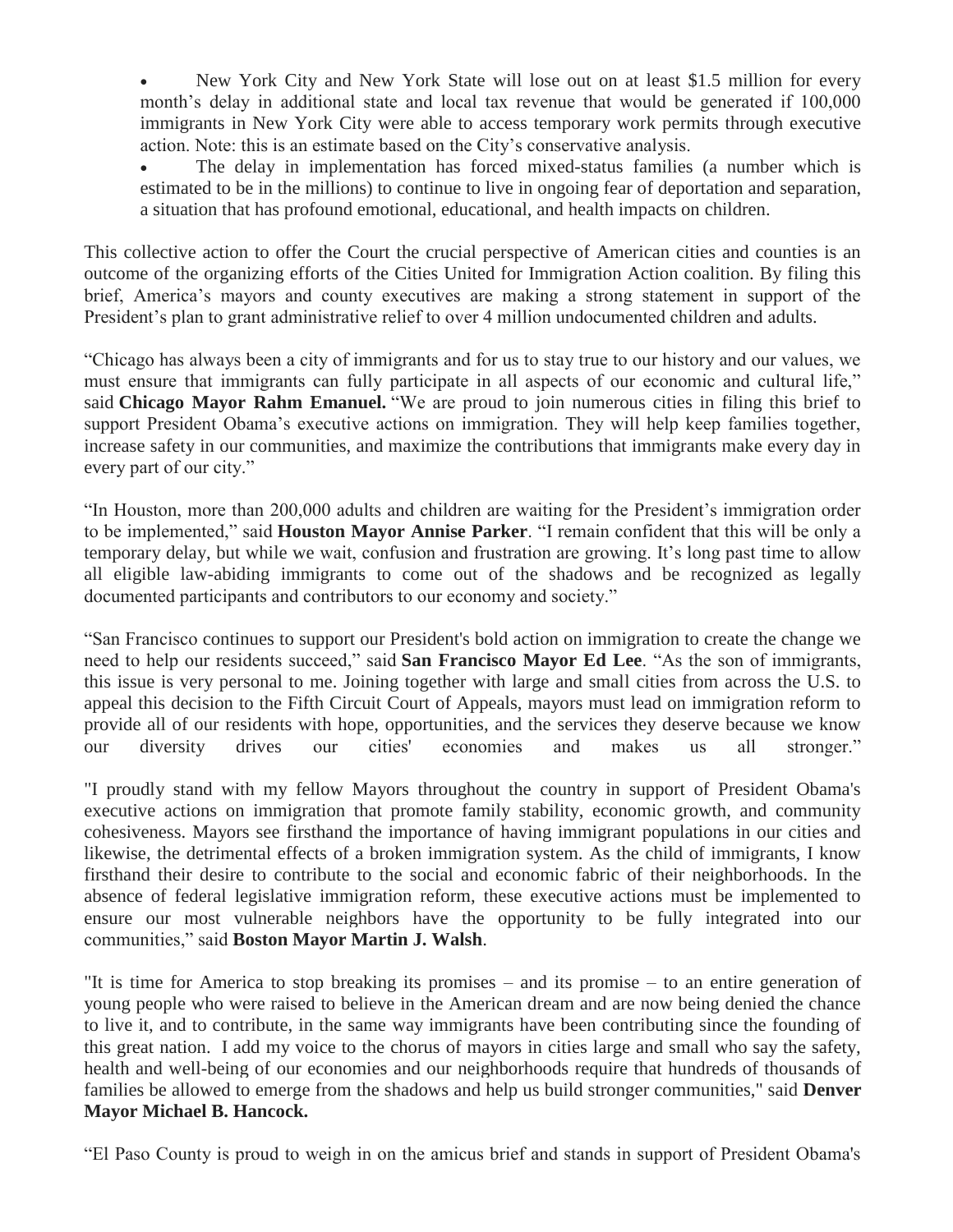- New York City and New York State will lose out on at least $1.5 million for every month's delay in additional state and local tax revenue that would be generated if 100,000 immigrants in New York City were able to access temporary work permits through executive action. Note: this is an estimate based on the City's conservative analysis.
- The delay in implementation has forced mixed-status families (a number which is estimated to be in the millions) to continue to live in ongoing fear of deportation and separation, a situation that has profound emotional, educational, and health impacts on children.

This collective action to offer the Court the crucial perspective of American cities and counties is an outcome of the organizing efforts of the Cities United for Immigration Action coalition. By filing this brief, America's mayors and county executives are making a strong statement in support of the President's plan to grant administrative relief to over 4 million undocumented children and adults.

"Chicago has always been a city of immigrants and for us to stay true to our history and our values, we must ensure that immigrants can fully participate in all aspects of our economic and cultural life," said **Chicago Mayor Rahm Emanuel.** "We are proud to join numerous cities in filing this brief to support President Obama's executive actions on immigration. They will help keep families together, increase safety in our communities, and maximize the contributions that immigrants make every day in every part of our city."

"In Houston, more than 200,000 adults and children are waiting for the President's immigration order to be implemented," said **Houston Mayor Annise Parker**. "I remain confident that this will be only a temporary delay, but while we wait, confusion and frustration are growing. It's long past time to allow all eligible law-abiding immigrants to come out of the shadows and be recognized as legally documented participants and contributors to our economy and society."

"San Francisco continues to support our President's bold action on immigration to create the change we need to help our residents succeed," said **San Francisco Mayor Ed Lee**. "As the son of immigrants, this issue is very personal to me. Joining together with large and small cities from across the U.S. to appeal this decision to the Fifth Circuit Court of Appeals, mayors must lead on immigration reform to provide all of our residents with hope, opportunities, and the services they deserve because we know our diversity drives our cities' economies and makes us all stronger."

"I proudly stand with my fellow Mayors throughout the country in support of President Obama's executive actions on immigration that promote family stability, economic growth, and community cohesiveness. Mayors see firsthand the importance of having immigrant populations in our cities and likewise, the detrimental effects of a broken immigration system. As the child of immigrants, I know firsthand their desire to contribute to the social and economic fabric of their neighborhoods. In the absence of federal legislative immigration reform, these executive actions must be implemented to ensure our most vulnerable neighbors have the opportunity to be fully integrated into our communities," said **Boston Mayor Martin J. Walsh**.

"It is time for America to stop breaking its promises – and its promise – to an entire generation of young people who were raised to believe in the American dream and are now being denied the chance to live it, and to contribute, in the same way immigrants have been contributing since the founding of this great nation. I add my voice to the chorus of mayors in cities large and small who say the safety, health and well-being of our economies and our neighborhoods require that hundreds of thousands of families be allowed to emerge from the shadows and help us build stronger communities," said **Denver Mayor Michael B. Hancock.**

"El Paso County is proud to weigh in on the amicus brief and stands in support of President Obama's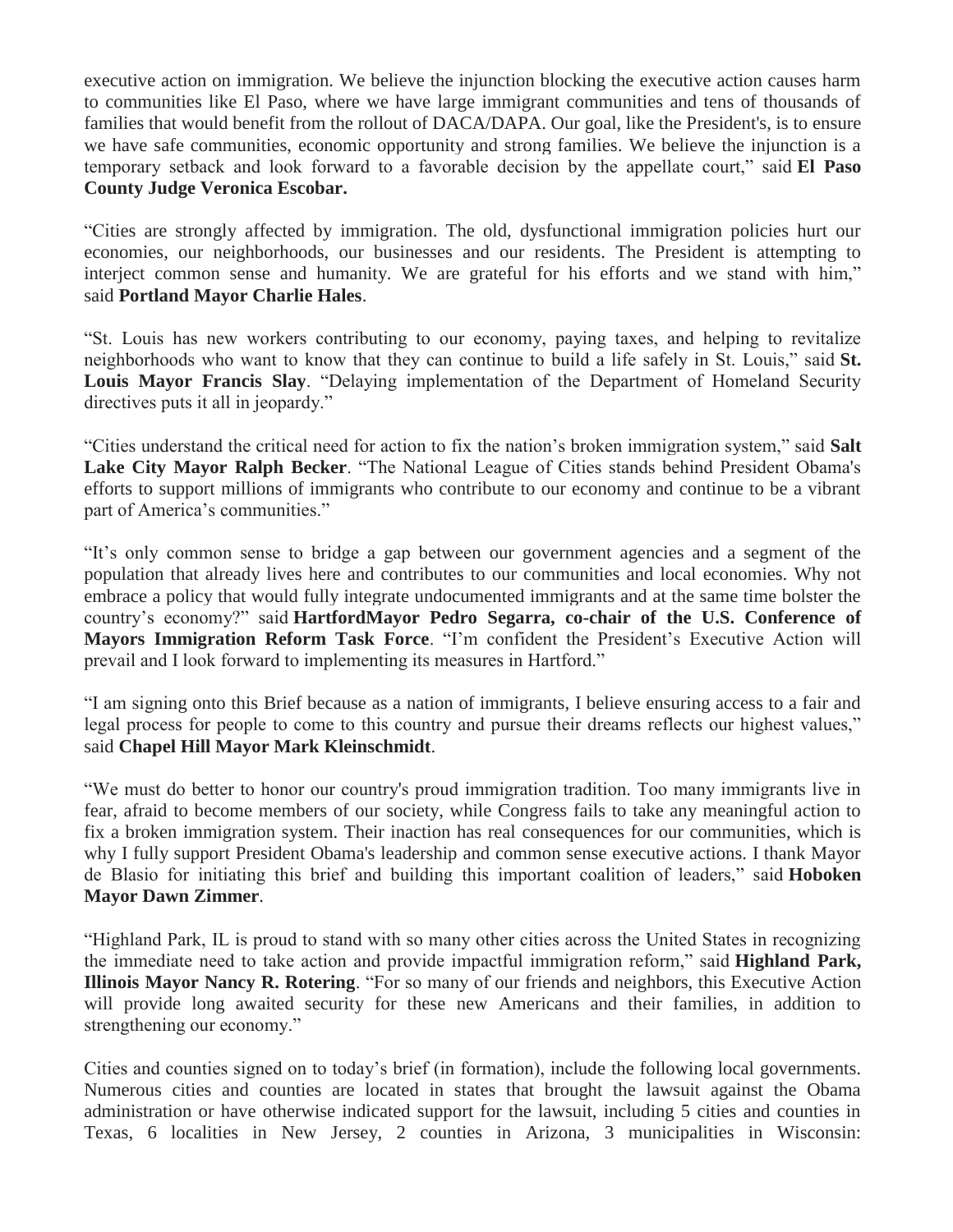executive action on immigration. We believe the injunction blocking the executive action causes harm to communities like El Paso, where we have large immigrant communities and tens of thousands of families that would benefit from the rollout of DACA/DAPA. Our goal, like the President's, is to ensure we have safe communities, economic opportunity and strong families. We believe the injunction is a temporary setback and look forward to a favorable decision by the appellate court," said **El Paso County Judge Veronica Escobar.**

"Cities are strongly affected by immigration. The old, dysfunctional immigration policies hurt our economies, our neighborhoods, our businesses and our residents. The President is attempting to interject common sense and humanity. We are grateful for his efforts and we stand with him," said **Portland Mayor Charlie Hales**.

"St. Louis has new workers contributing to our economy, paying taxes, and helping to revitalize neighborhoods who want to know that they can continue to build a life safely in St. Louis," said **St. Louis Mayor Francis Slay**. "Delaying implementation of the Department of Homeland Security directives puts it all in jeopardy."

"Cities understand the critical need for action to fix the nation's broken immigration system," said **Salt Lake City Mayor Ralph Becker**. "The National League of Cities stands behind President Obama's efforts to support millions of immigrants who contribute to our economy and continue to be a vibrant part of America's communities."

"It's only common sense to bridge a gap between our government agencies and a segment of the population that already lives here and contributes to our communities and local economies. Why not embrace a policy that would fully integrate undocumented immigrants and at the same time bolster the country's economy?" said **HartfordMayor Pedro Segarra, co-chair of the U.S. Conference of Mayors Immigration Reform Task Force**. "I'm confident the President's Executive Action will prevail and I look forward to implementing its measures in Hartford."

"I am signing onto this Brief because as a nation of immigrants, I believe ensuring access to a fair and legal process for people to come to this country and pursue their dreams reflects our highest values," said **Chapel Hill Mayor Mark Kleinschmidt**.

"We must do better to honor our country's proud immigration tradition. Too many immigrants live in fear, afraid to become members of our society, while Congress fails to take any meaningful action to fix a broken immigration system. Their inaction has real consequences for our communities, which is why I fully support President Obama's leadership and common sense executive actions. I thank Mayor de Blasio for initiating this brief and building this important coalition of leaders," said **Hoboken Mayor Dawn Zimmer**.

"Highland Park, IL is proud to stand with so many other cities across the United States in recognizing the immediate need to take action and provide impactful immigration reform," said **Highland Park, Illinois Mayor Nancy R. Rotering**. "For so many of our friends and neighbors, this Executive Action will provide long awaited security for these new Americans and their families, in addition to strengthening our economy."

Cities and counties signed on to today's brief (in formation), include the following local governments. Numerous cities and counties are located in states that brought the lawsuit against the Obama administration or have otherwise indicated support for the lawsuit, including 5 cities and counties in Texas, 6 localities in New Jersey, 2 counties in Arizona, 3 municipalities in Wisconsin: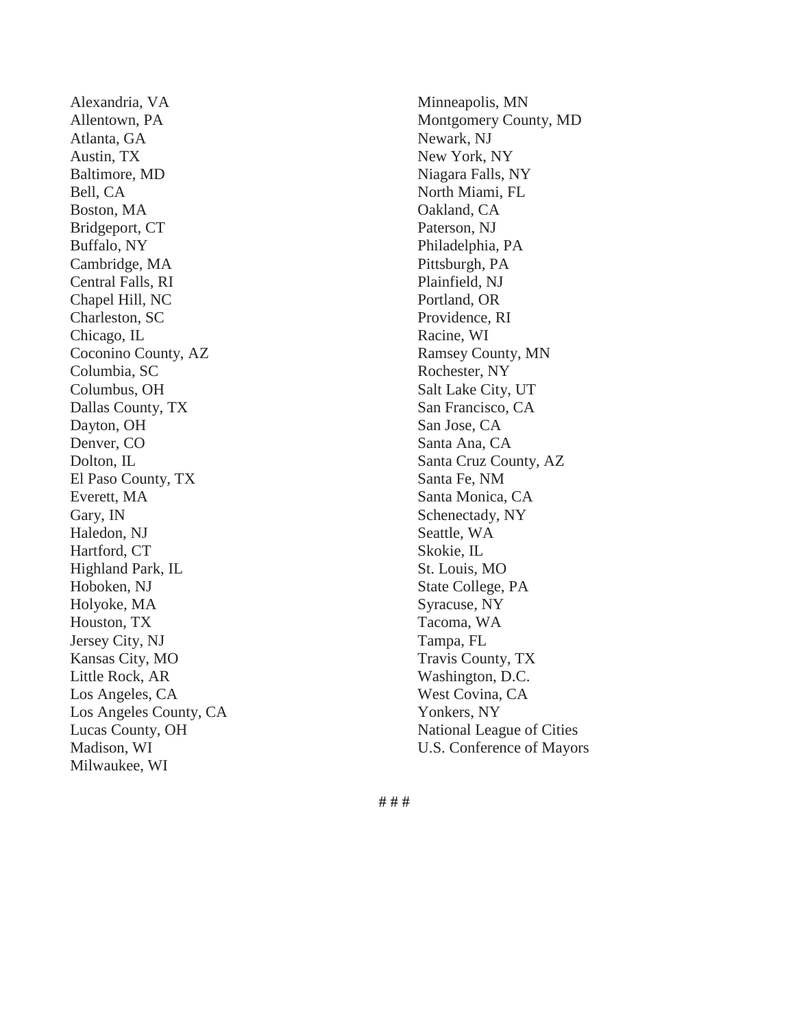Alexandria, VA
Allentown, PA
Atlanta, GA
Austin, TX
Baltimore, MD
Bell, CA
Boston, MA
Bridgeport, CT
Buffalo, NY
Cambridge, MA
Central Falls, RI
Chapel Hill, NC
Charleston, SC
Chicago, IL
Coconino County, AZ
Columbia, SC
Columbus, OH
Dallas County, TX
Dayton, OH
Denver, CO
Dolton, IL
El Paso County, TX
Everett, MA
Gary, IN
Haledon, NJ
Hartford, CT
Highland Park, IL
Hoboken, NJ
Holyoke, MA
Houston, TX
Jersey City, NJ
Kansas City, MO
Little Rock, AR
Los Angeles, CA
Los Angeles County, CA
Lucas County, OH
Madison, WI
Milwaukee, WI
Minneapolis, MN
Montgomery County, MD
Newark, NJ
New York, NY
Niagara Falls, NY
North Miami, FL
Oakland, CA
Paterson, NJ
Philadelphia, PA
Pittsburgh, PA
Plainfield, NJ
Portland, OR
Providence, RI
Racine, WI
Ramsey County, MN
Rochester, NY
Salt Lake City, UT
San Francisco, CA
San Jose, CA
Santa Ana, CA
Santa Cruz County, AZ
Santa Fe, NM
Santa Monica, CA
Schenectady, NY
Seattle, WA
Skokie, IL
St. Louis, MO
State College, PA
Syracuse, NY
Tacoma, WA
Tampa, FL
Travis County, TX
Washington, D.C.
West Covina, CA
Yonkers, NY
National League of Cities
U.S. Conference of Mayors

# # #